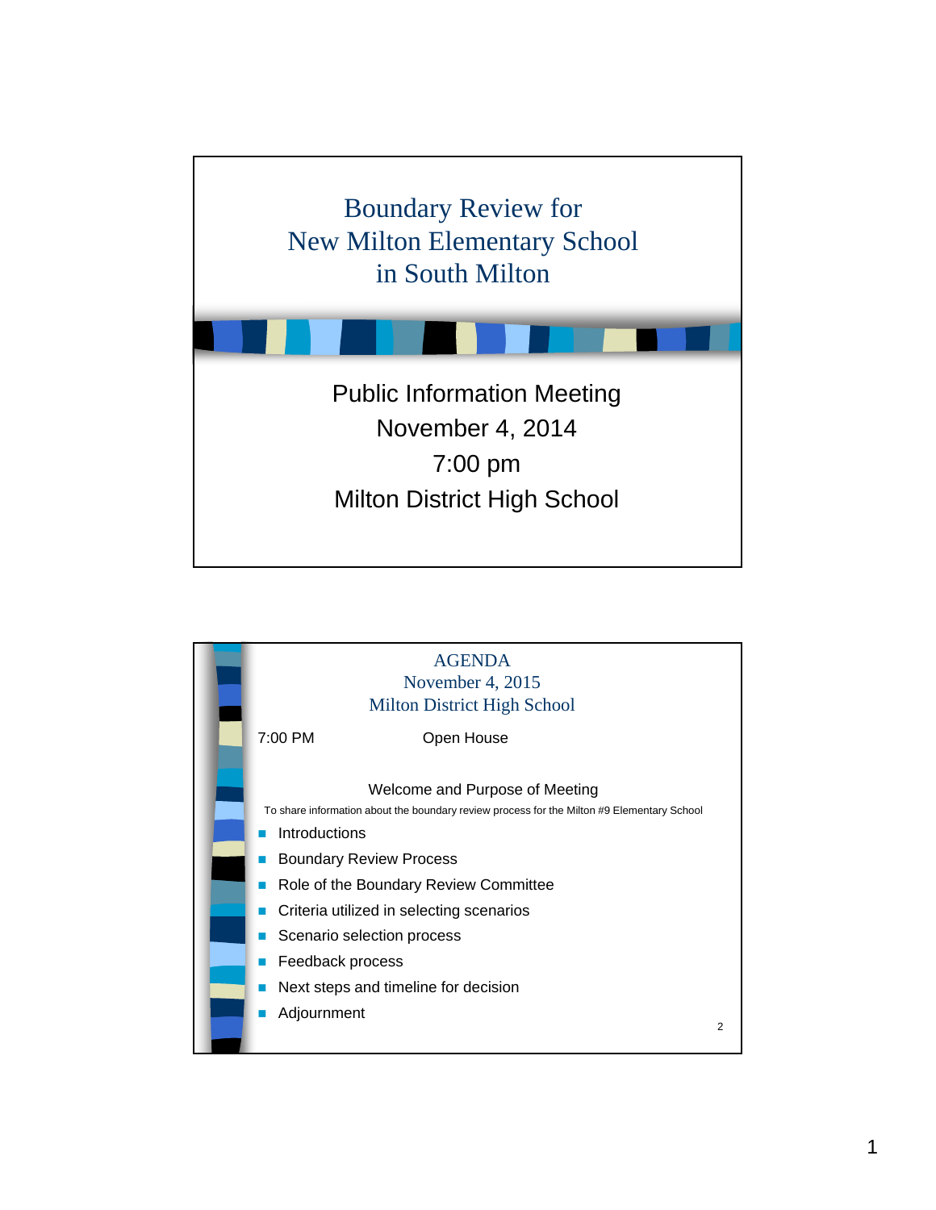# Boundary Review for New Milton Elementary School in South Milton

Public Information Meeting

November 4, 2014

7:00 pm

Milton District High School

## AGENDA
## November 4, 2015
## Milton District High School

7:00 PM Open House

Welcome and Purpose of Meeting

To share information about the boundary review process for the Milton #9 Elementary School

- Introductions
- Boundary Review Process
- Role of the Boundary Review Committee
- Criteria utilized in selecting scenarios
- Scenario selection process
- Feedback process
- Next steps and timeline for decision
- Adjournment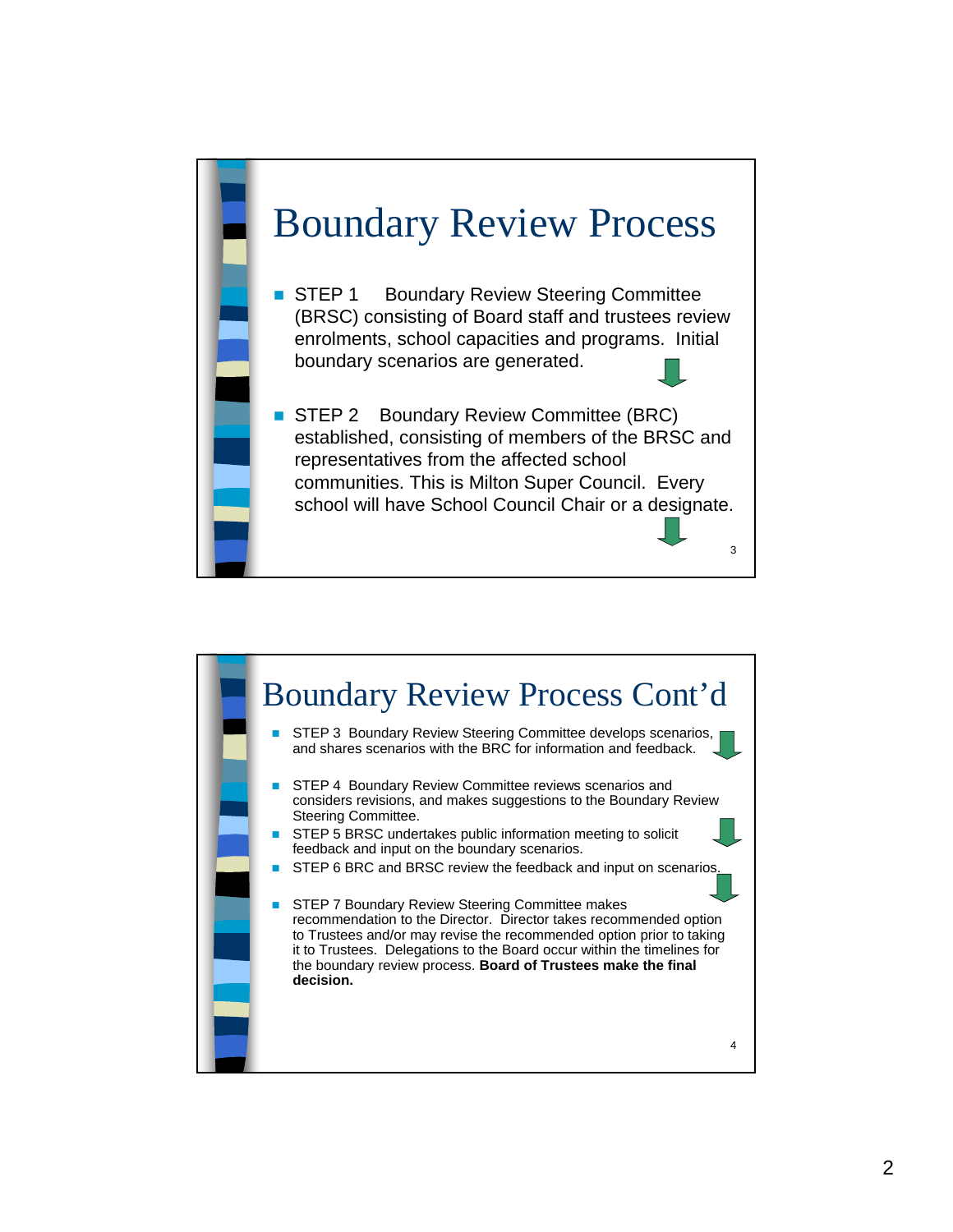# Boundary Review Process

- STEP 1 Boundary Review Steering Committee (BRSC) consisting of Board staff and trustees review enrolments, school capacities and programs. Initial boundary scenarios are generated.
- STEP 2 Boundary Review Committee (BRC) established, consisting of members of the BRSC and representatives from the affected school communities. This is Milton Super Council. Every school will have School Council Chair or a designate.

# Boundary Review Process Cont'd

- STEP 3 Boundary Review Steering Committee develops scenarios, and shares scenarios with the BRC for information and feedback.
- STEP 4 Boundary Review Committee reviews scenarios and considers revisions, and makes suggestions to the Boundary Review Steering Committee.
- STEP 5 BRSC undertakes public information meeting to solicit feedback and input on the boundary scenarios.
- STEP 6 BRC and BRSC review the feedback and input on scenarios.
- STEP 7 Boundary Review Steering Committee makes recommendation to the Director. Director takes recommended option to Trustees and/or may revise the recommended option prior to taking it to Trustees. Delegations to the Board occur within the timelines for the boundary review process. **Board of Trustees make the final decision.**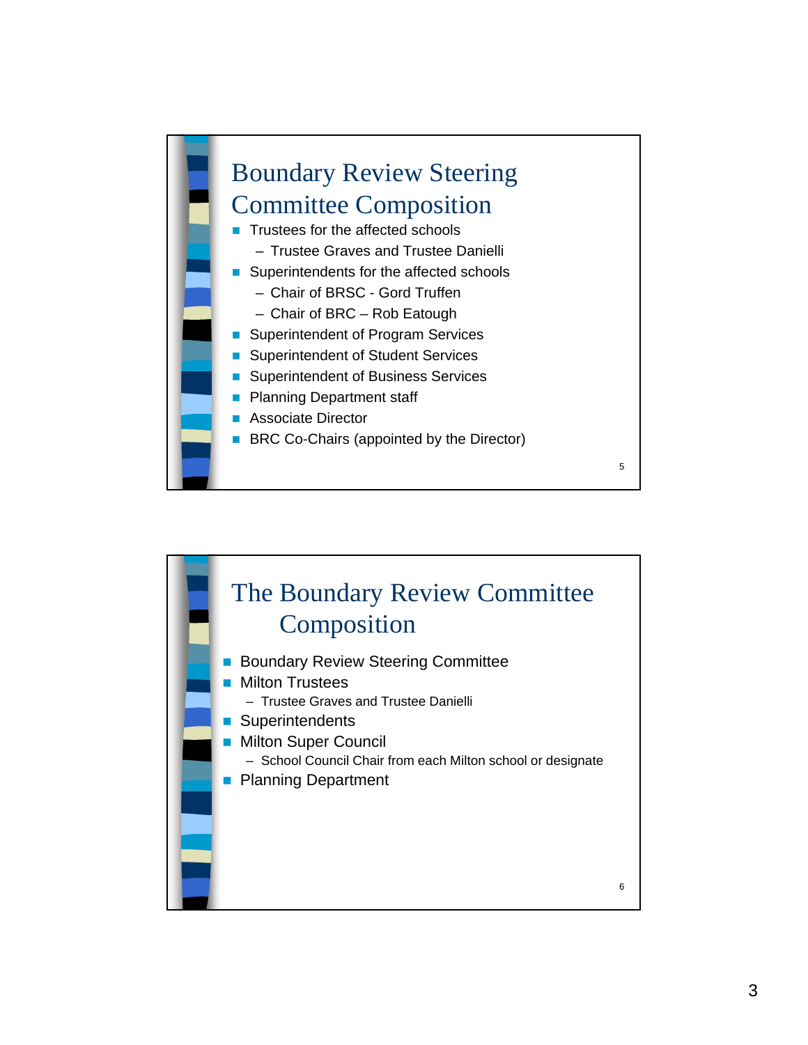## Boundary Review Steering Committee Composition

- Trustees for the affected schools
  - Trustee Graves and Trustee Danielli
- Superintendents for the affected schools
  - Chair of BRSC - Gord Truffen
  - Chair of BRC – Rob Eatough
- Superintendent of Program Services
- Superintendent of Student Services
- Superintendent of Business Services
- Planning Department staff
- Associate Director
- BRC Co-Chairs (appointed by the Director)

## The Boundary Review Committee Composition

- Boundary Review Steering Committee
- Milton Trustees
  - Trustee Graves and Trustee Danielli
- Superintendents
- Milton Super Council
  - School Council Chair from each Milton school or designate
- Planning Department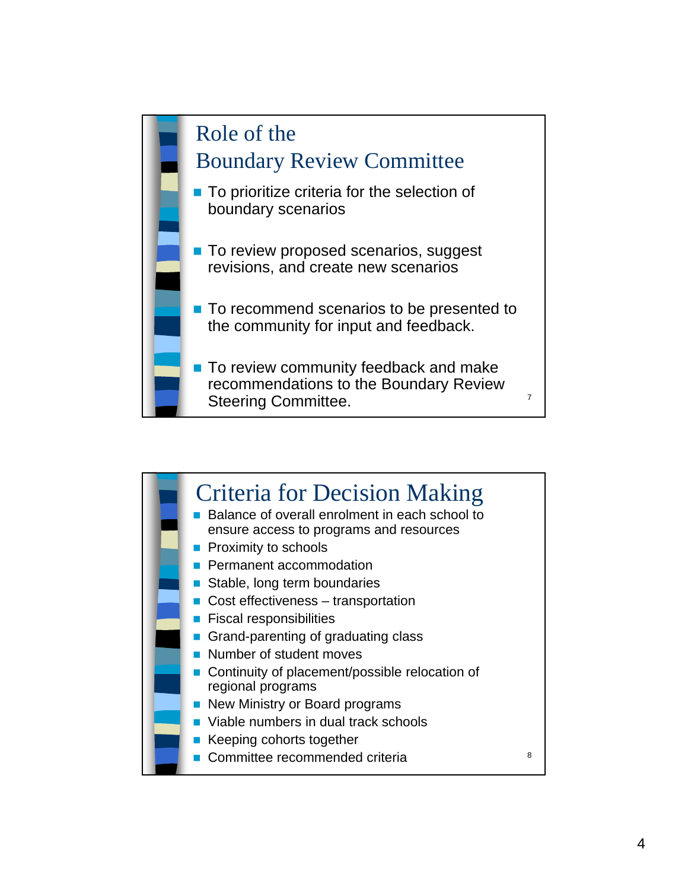## Role of the Boundary Review Committee

- To prioritize criteria for the selection of boundary scenarios
- To review proposed scenarios, suggest revisions, and create new scenarios
- To recommend scenarios to be presented to the community for input and feedback.
- To review community feedback and make recommendations to the Boundary Review Steering Committee.

## Criteria for Decision Making

- Balance of overall enrolment in each school to ensure access to programs and resources
- Proximity to schools
- Permanent accommodation
- Stable, long term boundaries
- Cost effectiveness – transportation
- Fiscal responsibilities
- Grand-parenting of graduating class
- Number of student moves
- Continuity of placement/possible relocation of regional programs
- New Ministry or Board programs
- Viable numbers in dual track schools
- Keeping cohorts together
- Committee recommended criteria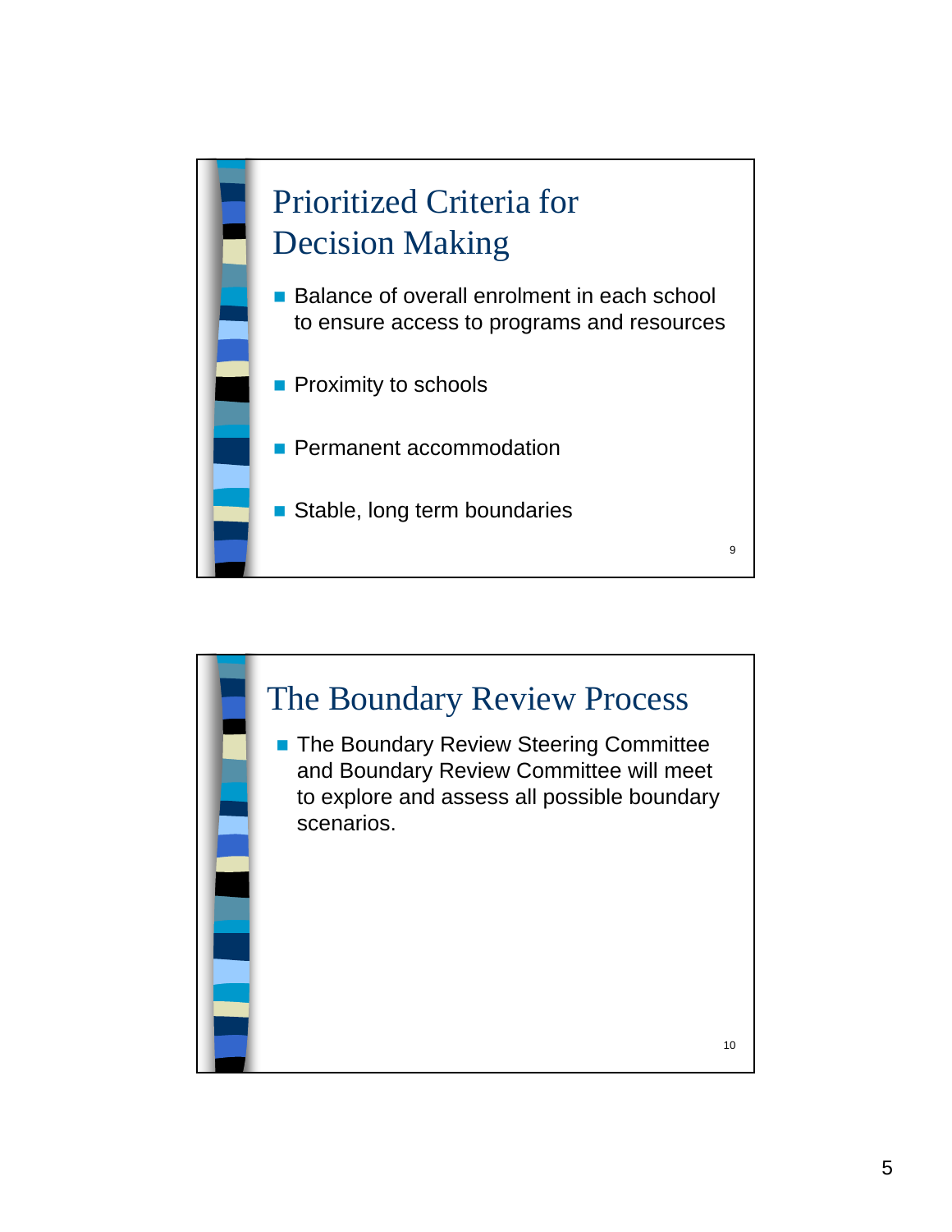## Prioritized Criteria for Decision Making

- Balance of overall enrolment in each school to ensure access to programs and resources
- Proximity to schools
- Permanent accommodation
- Stable, long term boundaries

## The Boundary Review Process

- The Boundary Review Steering Committee and Boundary Review Committee will meet to explore and assess all possible boundary scenarios.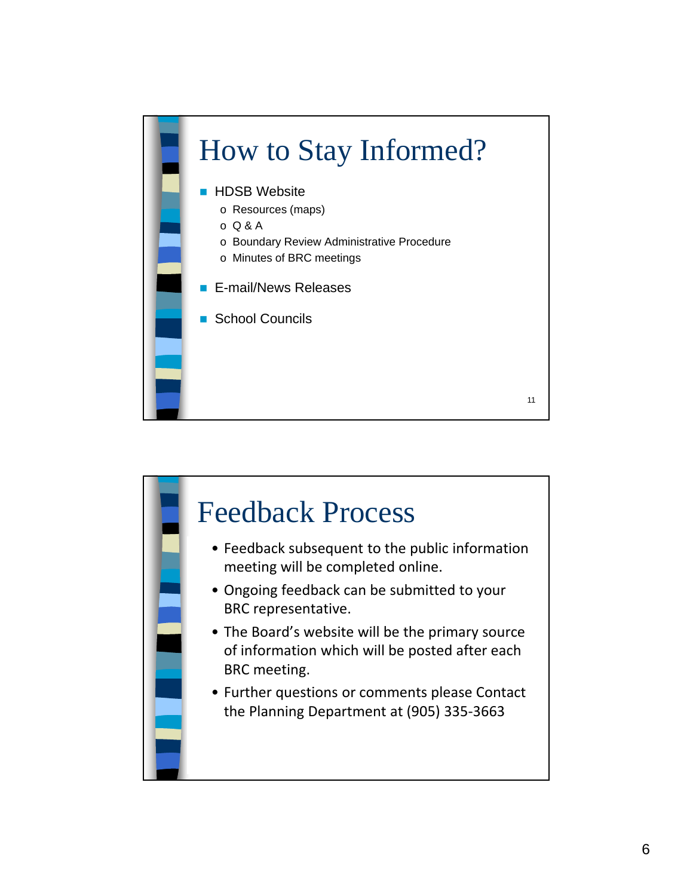## How to Stay Informed?

- HDSB Website
  - Resources (maps)
  - Q & A
  - Boundary Review Administrative Procedure
  - Minutes of BRC meetings
- E-mail/News Releases
- School Councils

## Feedback Process

- Feedback subsequent to the public information meeting will be completed online.
- Ongoing feedback can be submitted to your BRC representative.
- The Board's website will be the primary source of information which will be posted after each BRC meeting.
- Further questions or comments please Contact the Planning Department at (905) 335-3663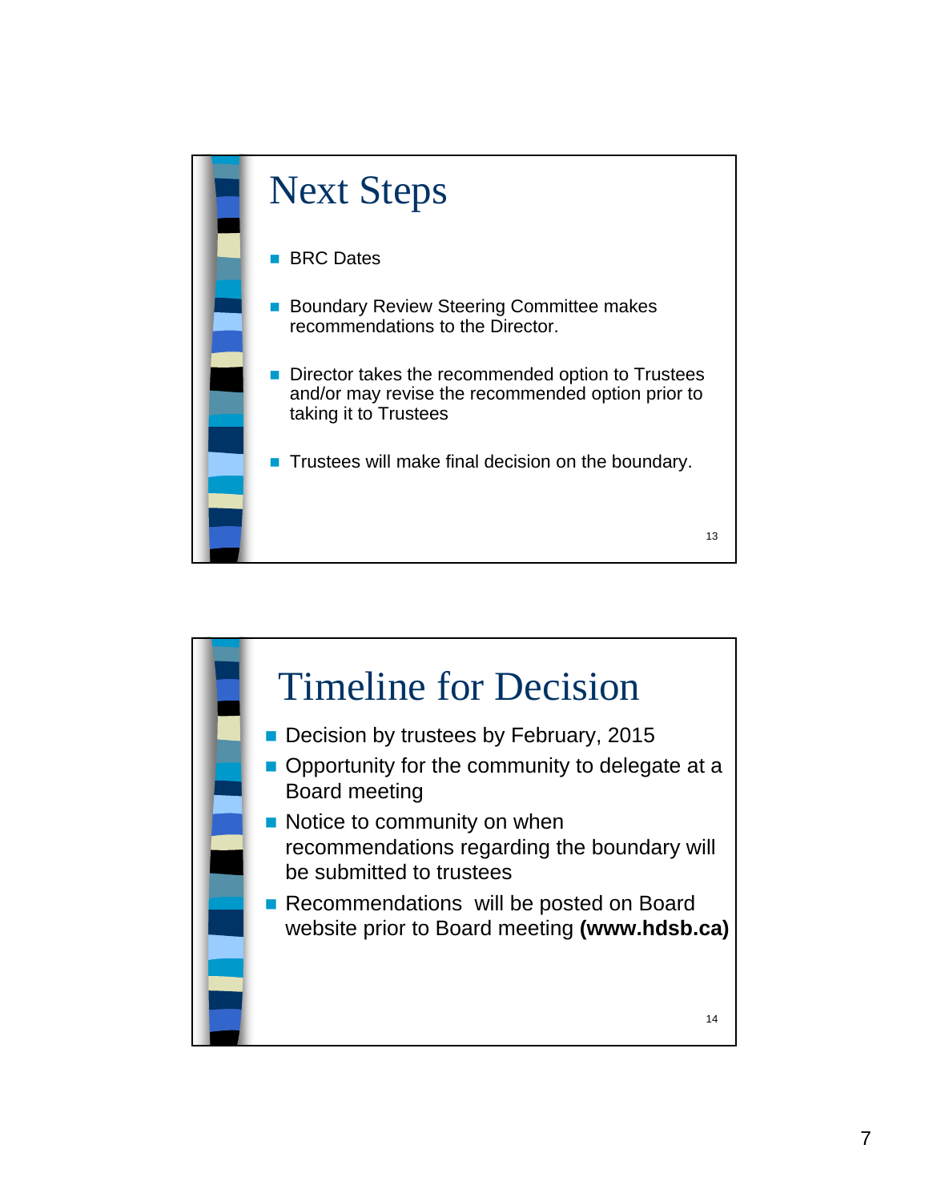## Next Steps

- BRC Dates
- Boundary Review Steering Committee makes recommendations to the Director.
- Director takes the recommended option to Trustees and/or may revise the recommended option prior to taking it to Trustees
- Trustees will make final decision on the boundary.

## Timeline for Decision

- Decision by trustees by February, 2015
- Opportunity for the community to delegate at a Board meeting
- Notice to community on when recommendations regarding the boundary will be submitted to trustees
- Recommendations will be posted on Board website prior to Board meeting **(www.hdsb.ca)**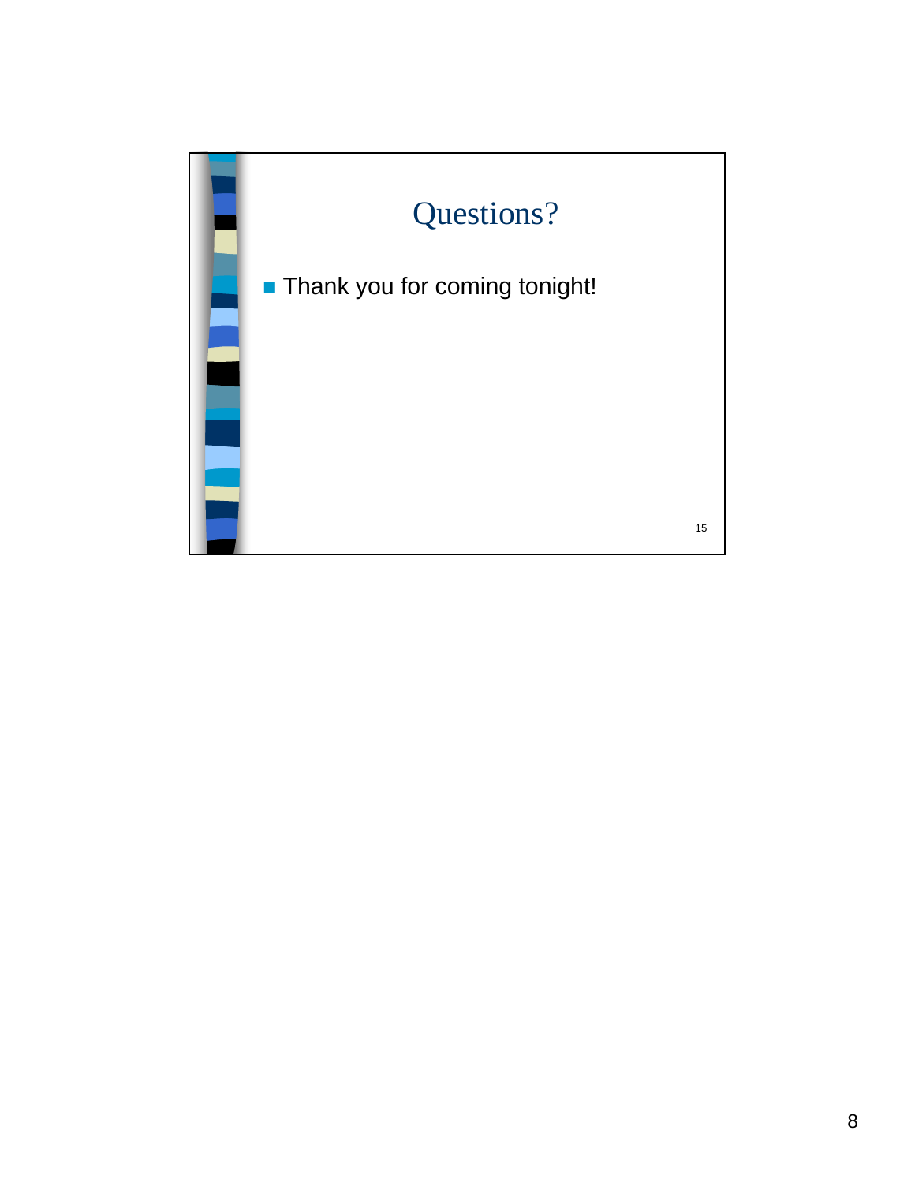# Questions?

- Thank you for coming tonight!